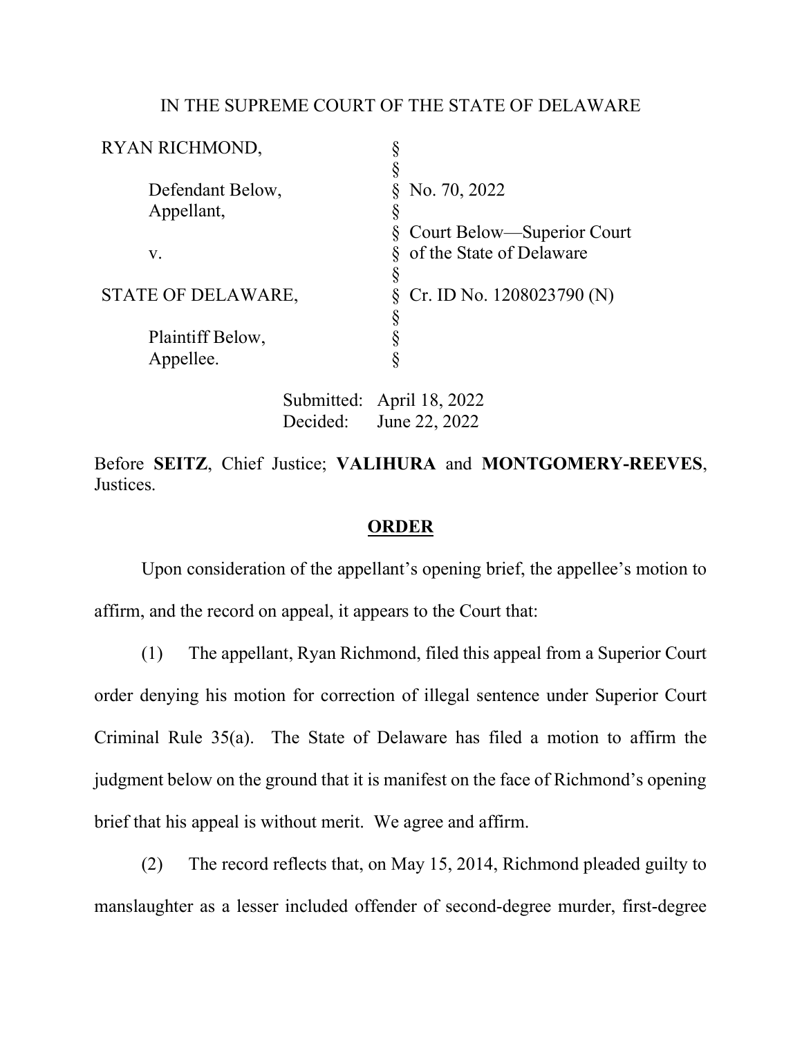IN THE SUPREME COURT OF THE STATE OF DELAWARE

| | | |
|---|---|---|
| RYAN RICHMOND, | § | |
| | § | |
| Defendant Below, | § | No. 70, 2022 |
| Appellant, | § | |
| | § | Court Below—Superior Court |
| v. | § | of the State of Delaware |
| | § | |
| STATE OF DELAWARE, | § | Cr. ID No. 1208023790 (N) |
| | § | |
| Plaintiff Below, | § | |
| Appellee. | § | |

Submitted: April 18, 2022
Decided: June 22, 2022

Before **SEITZ**, Chief Justice; **VALIHURA** and **MONTGOMERY-REEVES**, Justices.

## **ORDER**

Upon consideration of the appellant's opening brief, the appellee's motion to affirm, and the record on appeal, it appears to the Court that:

(1) The appellant, Ryan Richmond, filed this appeal from a Superior Court order denying his motion for correction of illegal sentence under Superior Court Criminal Rule 35(a). The State of Delaware has filed a motion to affirm the judgment below on the ground that it is manifest on the face of Richmond's opening brief that his appeal is without merit. We agree and affirm.

(2) The record reflects that, on May 15, 2014, Richmond pleaded guilty to manslaughter as a lesser included offender of second-degree murder, first-degree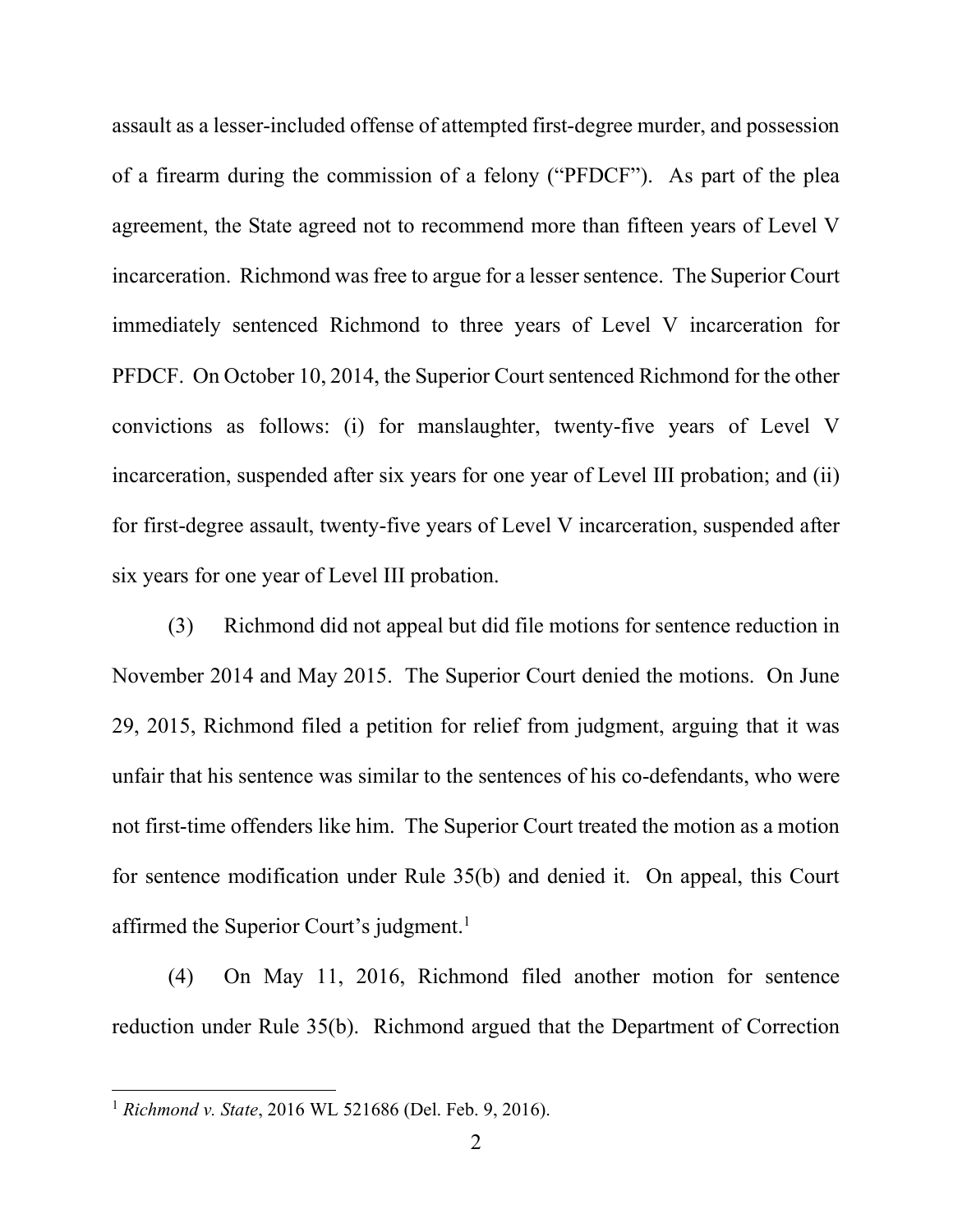assault as a lesser-included offense of attempted first-degree murder, and possession of a firearm during the commission of a felony ("PFDCF"). As part of the plea agreement, the State agreed not to recommend more than fifteen years of Level V incarceration. Richmond was free to argue for a lesser sentence. The Superior Court immediately sentenced Richmond to three years of Level V incarceration for PFDCF. On October 10, 2014, the Superior Court sentenced Richmond for the other convictions as follows: (i) for manslaughter, twenty-five years of Level V incarceration, suspended after six years for one year of Level III probation; and (ii) for first-degree assault, twenty-five years of Level V incarceration, suspended after six years for one year of Level III probation.

(3) Richmond did not appeal but did file motions for sentence reduction in November 2014 and May 2015. The Superior Court denied the motions. On June 29, 2015, Richmond filed a petition for relief from judgment, arguing that it was unfair that his sentence was similar to the sentences of his co-defendants, who were not first-time offenders like him. The Superior Court treated the motion as a motion for sentence modification under Rule 35(b) and denied it. On appeal, this Court affirmed the Superior Court's judgment.[1]

(4) On May 11, 2016, Richmond filed another motion for sentence reduction under Rule 35(b). Richmond argued that the Department of Correction

---

[1] *Richmond v. State*, 2016 WL 521686 (Del. Feb. 9, 2016).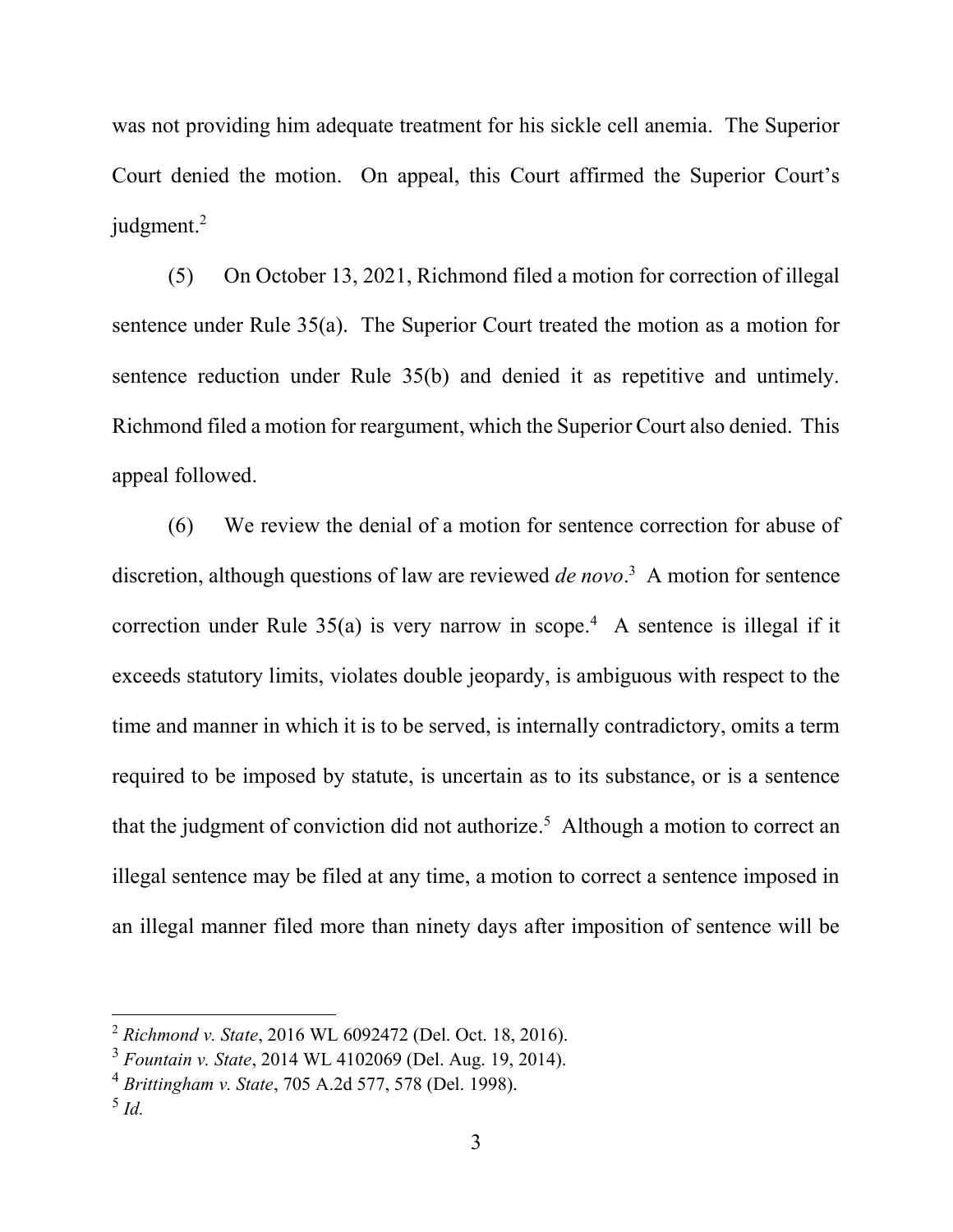was not providing him adequate treatment for his sickle cell anemia. The Superior Court denied the motion. On appeal, this Court affirmed the Superior Court's judgment.[2]

(5) On October 13, 2021, Richmond filed a motion for correction of illegal sentence under Rule 35(a). The Superior Court treated the motion as a motion for sentence reduction under Rule 35(b) and denied it as repetitive and untimely. Richmond filed a motion for reargument, which the Superior Court also denied. This appeal followed.

(6) We review the denial of a motion for sentence correction for abuse of discretion, although questions of law are reviewed *de novo*.[3] A motion for sentence correction under Rule 35(a) is very narrow in scope.[4] A sentence is illegal if it exceeds statutory limits, violates double jeopardy, is ambiguous with respect to the time and manner in which it is to be served, is internally contradictory, omits a term required to be imposed by statute, is uncertain as to its substance, or is a sentence that the judgment of conviction did not authorize.[5] Although a motion to correct an illegal sentence may be filed at any time, a motion to correct a sentence imposed in an illegal manner filed more than ninety days after imposition of sentence will be

---

[2] *Richmond v. State*, 2016 WL 6092472 (Del. Oct. 18, 2016).

[3] *Fountain v. State*, 2014 WL 4102069 (Del. Aug. 19, 2014).

[4] *Brittingham v. State*, 705 A.2d 577, 578 (Del. 1998).

[5] *Id.*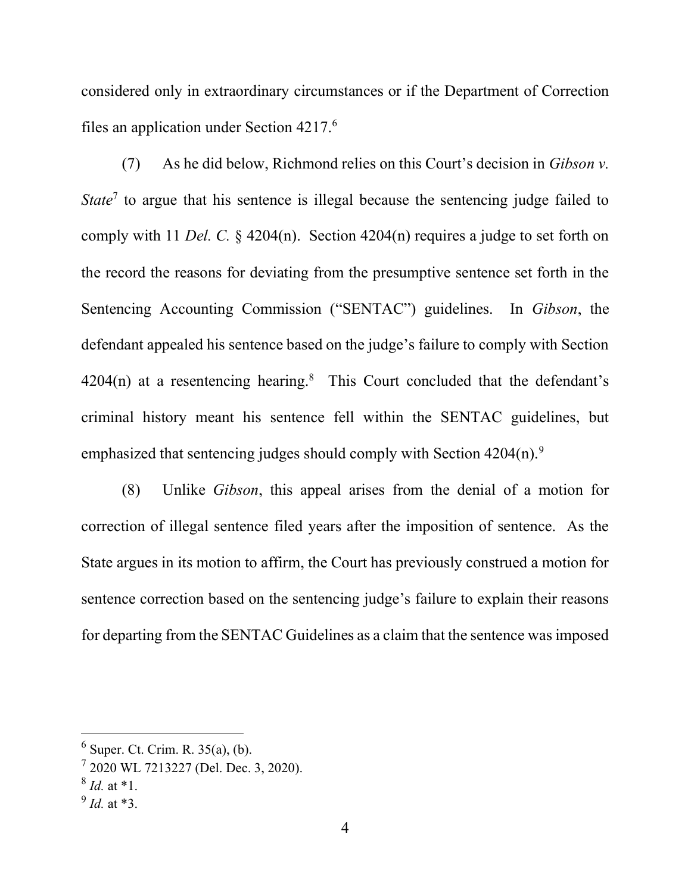considered only in extraordinary circumstances or if the Department of Correction files an application under Section 4217.[6]

(7) As he did below, Richmond relies on this Court's decision in *Gibson v. State*[7] to argue that his sentence is illegal because the sentencing judge failed to comply with 11 *Del. C.* § 4204(n). Section 4204(n) requires a judge to set forth on the record the reasons for deviating from the presumptive sentence set forth in the Sentencing Accounting Commission ("SENTAC") guidelines. In *Gibson*, the defendant appealed his sentence based on the judge's failure to comply with Section 4204(n) at a resentencing hearing.[8] This Court concluded that the defendant's criminal history meant his sentence fell within the SENTAC guidelines, but emphasized that sentencing judges should comply with Section 4204(n).[9]

(8) Unlike *Gibson*, this appeal arises from the denial of a motion for correction of illegal sentence filed years after the imposition of sentence. As the State argues in its motion to affirm, the Court has previously construed a motion for sentence correction based on the sentencing judge's failure to explain their reasons for departing from the SENTAC Guidelines as a claim that the sentence was imposed

---

[6] Super. Ct. Crim. R. 35(a), (b).

[7] 2020 WL 7213227 (Del. Dec. 3, 2020).

[8] *Id.* at *1.

[9] *Id.* at *3.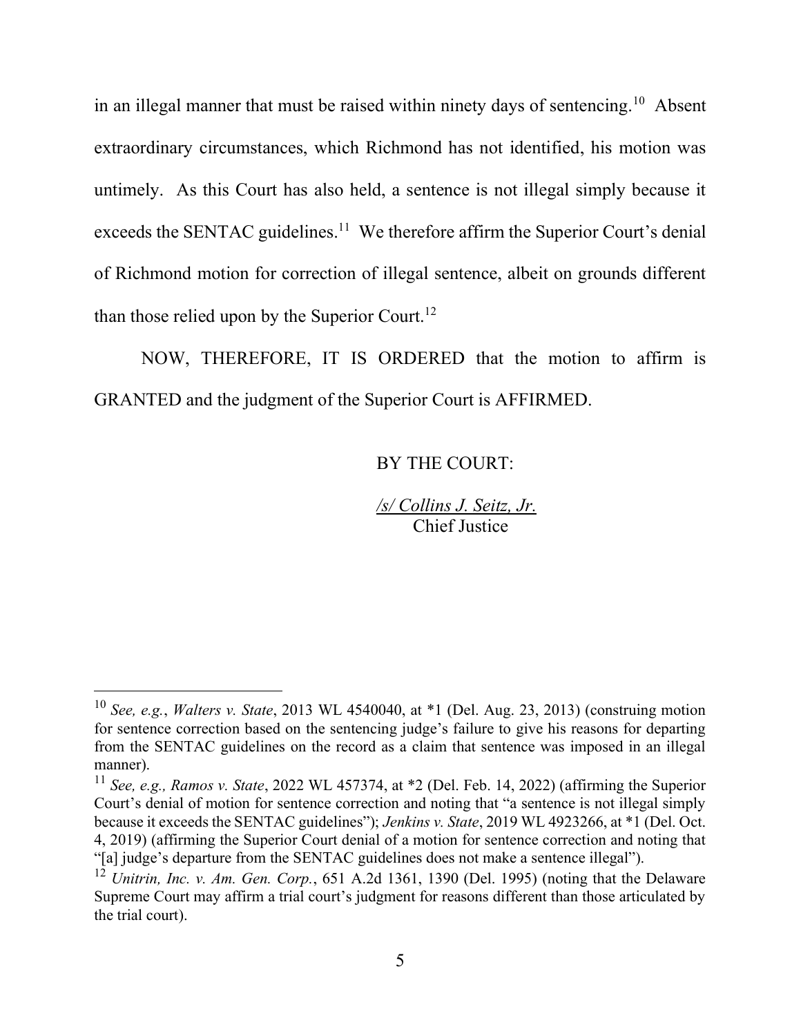in an illegal manner that must be raised within ninety days of sentencing.[10] Absent extraordinary circumstances, which Richmond has not identified, his motion was untimely. As this Court has also held, a sentence is not illegal simply because it exceeds the SENTAC guidelines.[11] We therefore affirm the Superior Court's denial of Richmond motion for correction of illegal sentence, albeit on grounds different than those relied upon by the Superior Court.[12]

NOW, THEREFORE, IT IS ORDERED that the motion to affirm is GRANTED and the judgment of the Superior Court is AFFIRMED.

BY THE COURT:

/s/ Collins J. Seitz, Jr.
Chief Justice

---

[10] *See, e.g.*, *Walters v. State*, 2013 WL 4540040, at *1 (Del. Aug. 23, 2013) (construing motion for sentence correction based on the sentencing judge's failure to give his reasons for departing from the SENTAC guidelines on the record as a claim that sentence was imposed in an illegal manner).

[11] *See, e.g., Ramos v. State*, 2022 WL 457374, at *2 (Del. Feb. 14, 2022) (affirming the Superior Court's denial of motion for sentence correction and noting that "a sentence is not illegal simply because it exceeds the SENTAC guidelines"); *Jenkins v. State*, 2019 WL 4923266, at *1 (Del. Oct. 4, 2019) (affirming the Superior Court denial of a motion for sentence correction and noting that "[a] judge's departure from the SENTAC guidelines does not make a sentence illegal").

[12] *Unitrin, Inc. v. Am. Gen. Corp.*, 651 A.2d 1361, 1390 (Del. 1995) (noting that the Delaware Supreme Court may affirm a trial court's judgment for reasons different than those articulated by the trial court).